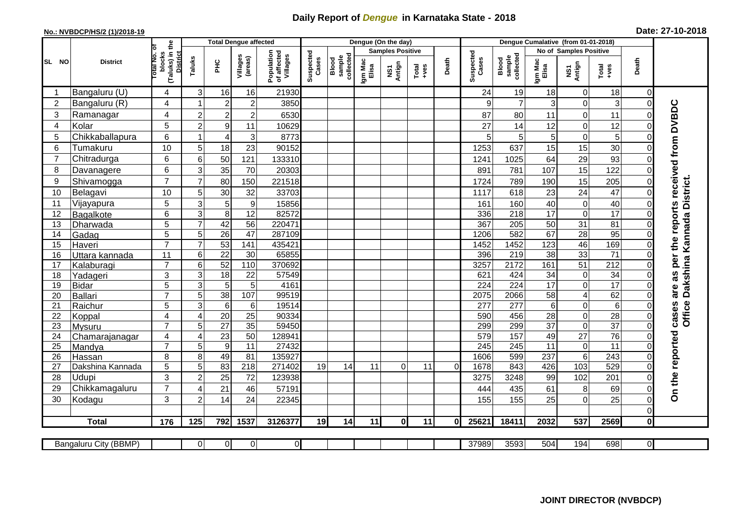# Daily Report of *Dengue* in Karnataka State - 2018

**No.: NVBDCP/HS/2 (1)/2018-19**

**Date: 27-10-2018**

| SL NO | District | Total No. of blocks (Taluks) in the District | Total Dengue affected | | | | Dengue (On the day) | | | | | | | Dengue Cumalative (from 01-01-2018) | | | | | | | |
|---|---|---|---|---|---|---|---|---|---|---|---|---|---|---|---|---|---|---|---|---|
| | | | Taluks | PHC | Villages (areas) | Population of affected Villages | Suspected Cases | Blood sample collected | Samples Positive | | | Death | Suspected Cases | Blood sample collected | No of Samples Positive | | | Death | |
| | | | | | | | | | Igm Mac Elisa | NS1 Antign | Total +ves | | | | Igm Mac Elisa | NS1 Antign | Total +ves | | |
| 1 | Bangaluru (U) | 4 | 3 | 16 | 16 | 21930 | | | | | | | 24 | 19 | 18 | 0 | 18 | 0 | On the reported cases are as per the reports received from DVBDC Office Dakshina Kannada District. |
| 2 | Bangaluru (R) | 4 | 1 | 2 | 2 | 3850 | | | | | | | 9 | 7 | 3 | 0 | 3 | 0 | |
| 3 | Ramanagar | 4 | 2 | 2 | 2 | 6530 | | | | | | | 87 | 80 | 11 | 0 | 11 | 0 | |
| 4 | Kolar | 5 | 2 | 9 | 11 | 10629 | | | | | | | 27 | 14 | 12 | 0 | 12 | 0 | |
| 5 | Chikkaballapura | 6 | 1 | 4 | 3 | 8773 | | | | | | | 5 | 5 | 5 | 0 | 5 | 0 | |
| 6 | Tumakuru | 10 | 5 | 18 | 23 | 90152 | | | | | | | 1253 | 637 | 15 | 15 | 30 | 0 | |
| 7 | Chitradurga | 6 | 6 | 50 | 121 | 133310 | | | | | | | 1241 | 1025 | 64 | 29 | 93 | 0 | |
| 8 | Davanagere | 6 | 3 | 35 | 70 | 20303 | | | | | | | 891 | 781 | 107 | 15 | 122 | 0 | |
| 9 | Shivamogga | 7 | 7 | 80 | 150 | 221518 | | | | | | | 1724 | 789 | 190 | 15 | 205 | 0 | |
| 10 | Belagavi | 10 | 5 | 30 | 32 | 33703 | | | | | | | 1117 | 618 | 23 | 24 | 47 | 0 | |
| 11 | Vijayapura | 5 | 3 | 5 | 9 | 15856 | | | | | | | 161 | 160 | 40 | 0 | 40 | 0 | |
| 12 | Bagalkote | 6 | 3 | 8 | 12 | 82572 | | | | | | | 336 | 218 | 17 | 0 | 17 | 0 | |
| 13 | Dharwada | 5 | 7 | 42 | 56 | 220471 | | | | | | | 367 | 205 | 50 | 31 | 81 | 0 | |
| 14 | Gadag | 5 | 5 | 26 | 47 | 287109 | | | | | | | 1206 | 582 | 67 | 28 | 95 | 0 | |
| 15 | Haveri | 7 | 7 | 53 | 141 | 435421 | | | | | | | 1452 | 1452 | 123 | 46 | 169 | 0 | |
| 16 | Uttara kannada | 11 | 6 | 22 | 30 | 65855 | | | | | | | 396 | 219 | 38 | 33 | 71 | 0 | |
| 17 | Kalaburagi | 7 | 6 | 52 | 110 | 370692 | | | | | | | 3257 | 2172 | 161 | 51 | 212 | 0 | |
| 18 | Yadageri | 3 | 3 | 18 | 22 | 57549 | | | | | | | 621 | 424 | 34 | 0 | 34 | 0 | |
| 19 | Bidar | 5 | 3 | 5 | 5 | 4161 | | | | | | | 224 | 224 | 17 | 0 | 17 | 0 | |
| 20 | Ballari | 7 | 5 | 38 | 107 | 99519 | | | | | | | 2075 | 2066 | 58 | 4 | 62 | 0 | |
| 21 | Raichur | 5 | 3 | 6 | 6 | 19514 | | | | | | | 277 | 277 | 6 | 0 | 6 | 0 | |
| 22 | Koppal | 4 | 4 | 20 | 25 | 90334 | | | | | | | 590 | 456 | 28 | 0 | 28 | 0 | |
| 23 | Mysuru | 7 | 5 | 27 | 35 | 59450 | | | | | | | 299 | 299 | 37 | 0 | 37 | 0 | |
| 24 | Chamarajanagar | 4 | 4 | 23 | 50 | 128941 | | | | | | | 579 | 157 | 49 | 27 | 76 | 0 | |
| 25 | Mandya | 7 | 5 | 9 | 11 | 27432 | | | | | | | 245 | 245 | 11 | 0 | 11 | 0 | |
| 26 | Hassan | 8 | 8 | 49 | 81 | 135927 | | | | | | | 1606 | 599 | 237 | 6 | 243 | 0 | |
| 27 | Dakshina Kannada | 5 | 5 | 83 | 218 | 271402 | 19 | 14 | 11 | 0 | 11 | 0 | 1678 | 843 | 426 | 103 | 529 | 0 | |
| 28 | Udupi | 3 | 2 | 25 | 72 | 123938 | | | | | | | 3275 | 3248 | 99 | 102 | 201 | 0 | |
| 29 | Chikkamagaluru | 7 | 4 | 21 | 46 | 57191 | | | | | | | 444 | 435 | 61 | 8 | 69 | 0 | |
| 30 | Kodagu | 3 | 2 | 14 | 24 | 22345 | | | | | | | 155 | 155 | 25 | 0 | 25 | 0 | |
| | | | | | | | | | | | | | | | | | | 0 | |
| **Total** | | **176** | **125** | **792** | **1537** | **3126377** | **19** | **14** | **11** | **0** | **11** | **0** | **25621** | **18411** | **2032** | **537** | **2569** | **0** | |

| Bangaluru City (BBMP) | | 0 | 0 | 0 | 0 | | | | | | | 37989 | 3593 | 504 | 194 | 698 | 0 |
|---|---|---|---|---|---|---|---|---|---|---|---|---|---|---|---|---|---|

**JOINT DIRECTOR (NVBDCP)**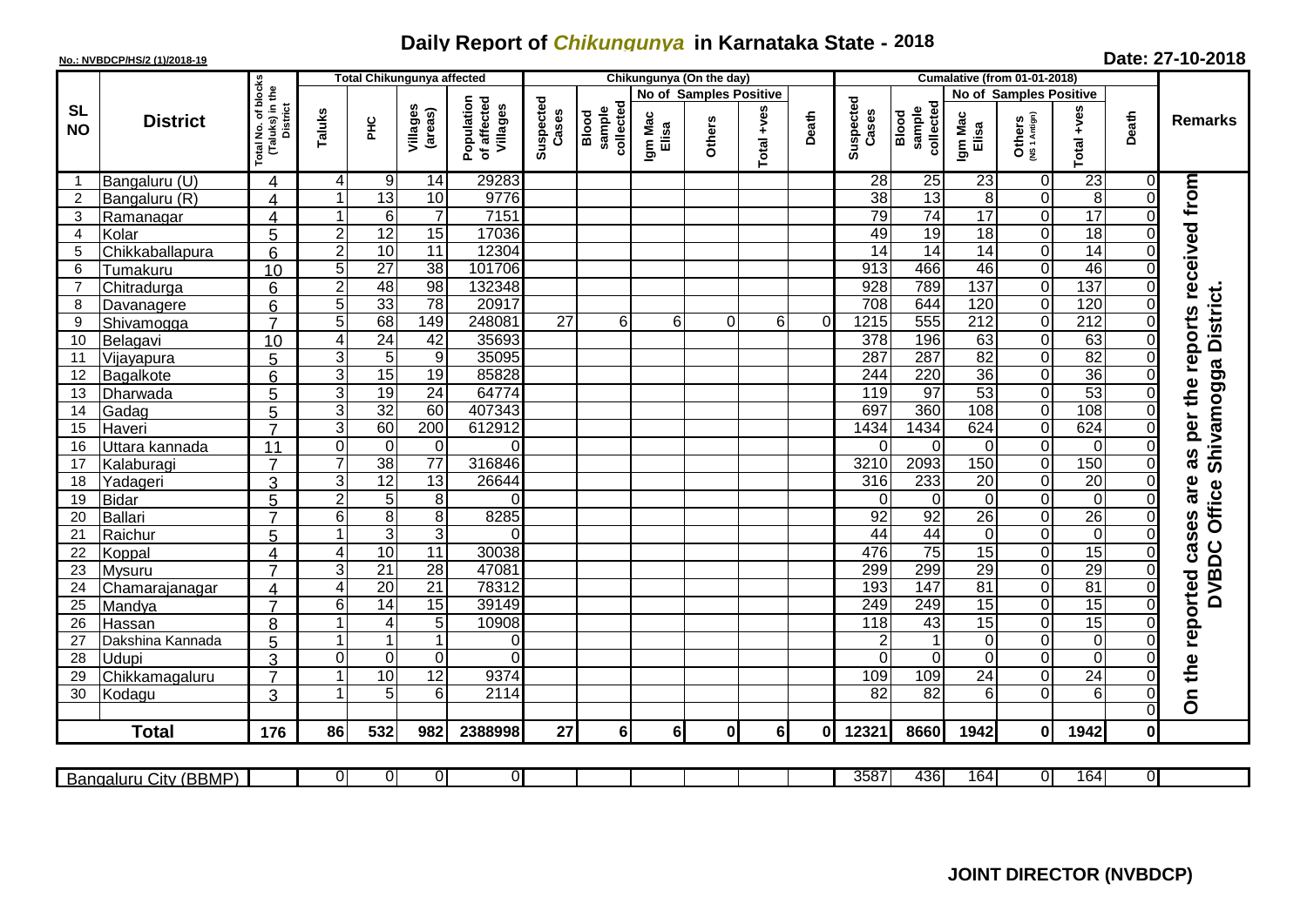# Daily Report of *Chikungunya* in Karnataka State - 2018

**No.: NVBDCP/HS/2 (1)/2018-19**

**Date: 27-10-2018**

| SL NO | District | Total No. of blocks (Taluks) in the District | Total Chikungunya affected | | | | Chikungunya (On the day) | | | | | | | Cumalative (from 01-01-2018) | | | | | | | Remarks |
|---|---|---|---|---|---|---|---|---|---|---|---|---|---|---|---|---|---|---|---|---|---|
| | | | Taluks | PHC | Villages (areas) | Population of affected Villages | Suspected Cases | Blood sample collected | No of Samples Positive | | | Death | Suspected Cases | Blood sample collected | No of Samples Positive | | | Death | |
| | | | | | | | | | Igm Mac Elisa | Others | Total +ves | | | | Igm Mac Elisa | Others (NS 1 Antign) | Total +ves | | |
| 1 | Bangaluru (U) | 4 | 4 | 9 | 14 | 29283 | | | | | | | 28 | 25 | 23 | 0 | 23 | 0 | On the reported cases are as per the reports received from DVBDC Office Shivamogga District. |
| 2 | Bangaluru (R) | 4 | 1 | 13 | 10 | 9776 | | | | | | | 38 | 13 | 8 | 0 | 8 | 0 | |
| 3 | Ramanagar | 4 | 1 | 6 | 7 | 7151 | | | | | | | 79 | 74 | 17 | 0 | 17 | 0 | |
| 4 | Kolar | 5 | 2 | 12 | 15 | 17036 | | | | | | | 49 | 19 | 18 | 0 | 18 | 0 | |
| 5 | Chikkaballapura | 6 | 2 | 10 | 11 | 12304 | | | | | | | 14 | 14 | 14 | 0 | 14 | 0 | |
| 6 | Tumakuru | 10 | 5 | 27 | 38 | 101706 | | | | | | | 913 | 466 | 46 | 0 | 46 | 0 | |
| 7 | Chitradurga | 6 | 2 | 48 | 98 | 132348 | | | | | | | 928 | 789 | 137 | 0 | 137 | 0 | |
| 8 | Davanagere | 6 | 5 | 33 | 78 | 20917 | | | | | | | 708 | 644 | 120 | 0 | 120 | 0 | |
| 9 | Shivamogga | 7 | 5 | 68 | 149 | 248081 | 27 | 6 | 6 | 0 | 6 | 0 | 1215 | 555 | 212 | 0 | 212 | 0 | |
| 10 | Belagavi | 10 | 4 | 24 | 42 | 35693 | | | | | | | 378 | 196 | 63 | 0 | 63 | 0 | |
| 11 | Vijayapura | 5 | 3 | 5 | 9 | 35095 | | | | | | | 287 | 287 | 82 | 0 | 82 | 0 | |
| 12 | Bagalkote | 6 | 3 | 15 | 19 | 85828 | | | | | | | 244 | 220 | 36 | 0 | 36 | 0 | |
| 13 | Dharwada | 5 | 3 | 19 | 24 | 64774 | | | | | | | 119 | 97 | 53 | 0 | 53 | 0 | |
| 14 | Gadag | 5 | 3 | 32 | 60 | 407343 | | | | | | | 697 | 360 | 108 | 0 | 108 | 0 | |
| 15 | Haveri | 7 | 3 | 60 | 200 | 612912 | | | | | | | 1434 | 1434 | 624 | 0 | 624 | 0 | |
| 16 | Uttara kannada | 11 | 0 | 0 | 0 | 0 | | | | | | | 0 | 0 | 0 | 0 | 0 | 0 | |
| 17 | Kalaburagi | 7 | 7 | 38 | 77 | 316846 | | | | | | | 3210 | 2093 | 150 | 0 | 150 | 0 | |
| 18 | Yadageri | 3 | 3 | 12 | 13 | 26644 | | | | | | | 316 | 233 | 20 | 0 | 20 | 0 | |
| 19 | Bidar | 5 | 2 | 5 | 8 | 0 | | | | | | | 0 | 0 | 0 | 0 | 0 | 0 | |
| 20 | Ballari | 7 | 6 | 8 | 8 | 8285 | | | | | | | 92 | 92 | 26 | 0 | 26 | 0 | |
| 21 | Raichur | 5 | 1 | 3 | 3 | 0 | | | | | | | 44 | 44 | 0 | 0 | 0 | 0 | |
| 22 | Koppal | 4 | 4 | 10 | 11 | 30038 | | | | | | | 476 | 75 | 15 | 0 | 15 | 0 | |
| 23 | Mysuru | 7 | 3 | 21 | 28 | 47081 | | | | | | | 299 | 299 | 29 | 0 | 29 | 0 | |
| 24 | Chamarajanagar | 4 | 4 | 20 | 21 | 78312 | | | | | | | 193 | 147 | 81 | 0 | 81 | 0 | |
| 25 | Mandya | 7 | 6 | 14 | 15 | 39149 | | | | | | | 249 | 249 | 15 | 0 | 15 | 0 | |
| 26 | Hassan | 8 | 1 | 4 | 5 | 10908 | | | | | | | 118 | 43 | 15 | 0 | 15 | 0 | |
| 27 | Dakshina Kannada | 5 | 1 | 1 | 1 | 0 | | | | | | | 2 | 1 | 0 | 0 | 0 | 0 | |
| 28 | Udupi | 3 | 0 | 0 | 0 | 0 | | | | | | | 0 | 0 | 0 | 0 | 0 | 0 | |
| 29 | Chikkamagaluru | 7 | 1 | 10 | 12 | 9374 | | | | | | | 109 | 109 | 24 | 0 | 24 | 0 | |
| 30 | Kodagu | 3 | 1 | 5 | 6 | 2114 | | | | | | | 82 | 82 | 6 | 0 | 6 | 0 | |
| | | | | | | | | | | | | | | | | | | 0 | |
| | **Total** | **176** | **86** | **532** | **982** | **2388998** | **27** | **6** | **6** | **0** | **6** | **0** | **12321** | **8660** | **1942** | **0** | **1942** | **0** | |

| | | | | | | | | | | | | | | | | | | |
|---|---|---|---|---|---|---|---|---|---|---|---|---|---|---|---|---|---|---|
| Bangaluru City (BBMP) | | 0 | 0 | 0 | 0 | | | | | | | 3587 | 436 | 164 | 0 | 164 | 0 | |

**JOINT DIRECTOR (NVBDCP)**